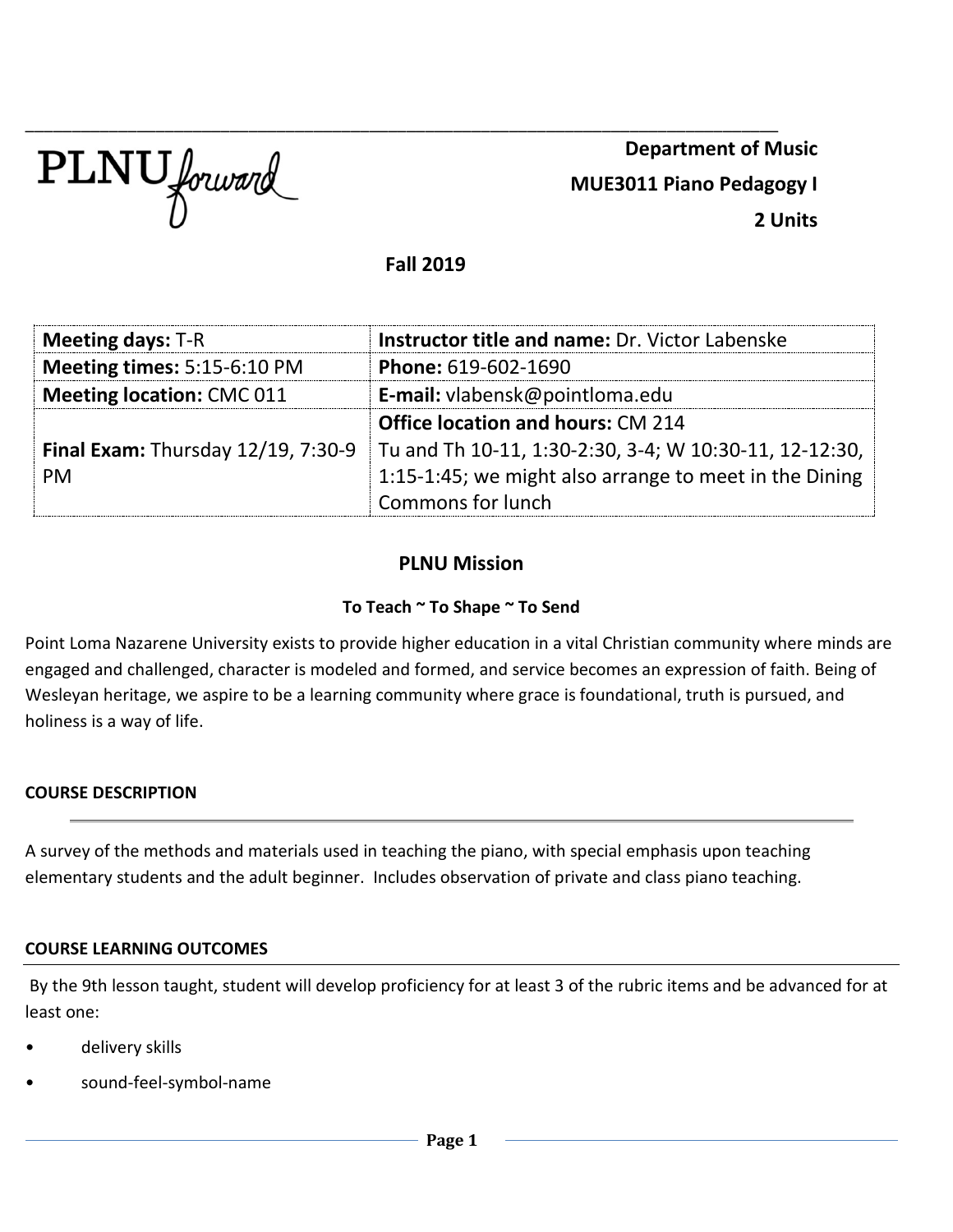PLNU forward

**Department of Music**

**MUE3011 Piano Pedagogy I**

**2 Units**

**Fall 2019**

| **Meeting days:** T-R | **Instructor title and name:** Dr. Victor Labenske |
|---|---|
| **Meeting times:** 5:15-6:10 PM | **Phone:** 619-602-1690 |
| **Meeting location:** CMC 011 | **E-mail:** vlabensk@pointloma.edu |
| **Final Exam:** Thursday 12/19, 7:30-9 PM | **Office location and hours:** CM 214 Tu and Th 10-11, 1:30-2:30, 3-4; W 10:30-11, 12-12:30, 1:15-1:45; we might also arrange to meet in the Dining Commons for lunch |

## PLNU Mission

**To Teach ~ To Shape ~ To Send**

Point Loma Nazarene University exists to provide higher education in a vital Christian community where minds are engaged and challenged, character is modeled and formed, and service becomes an expression of faith. Being of Wesleyan heritage, we aspire to be a learning community where grace is foundational, truth is pursued, and holiness is a way of life.

### COURSE DESCRIPTION

A survey of the methods and materials used in teaching the piano, with special emphasis upon teaching elementary students and the adult beginner. Includes observation of private and class piano teaching.

### COURSE LEARNING OUTCOMES

By the 9th lesson taught, student will develop proficiency for at least 3 of the rubric items and be advanced for at least one:

- delivery skills
- sound-feel-symbol-name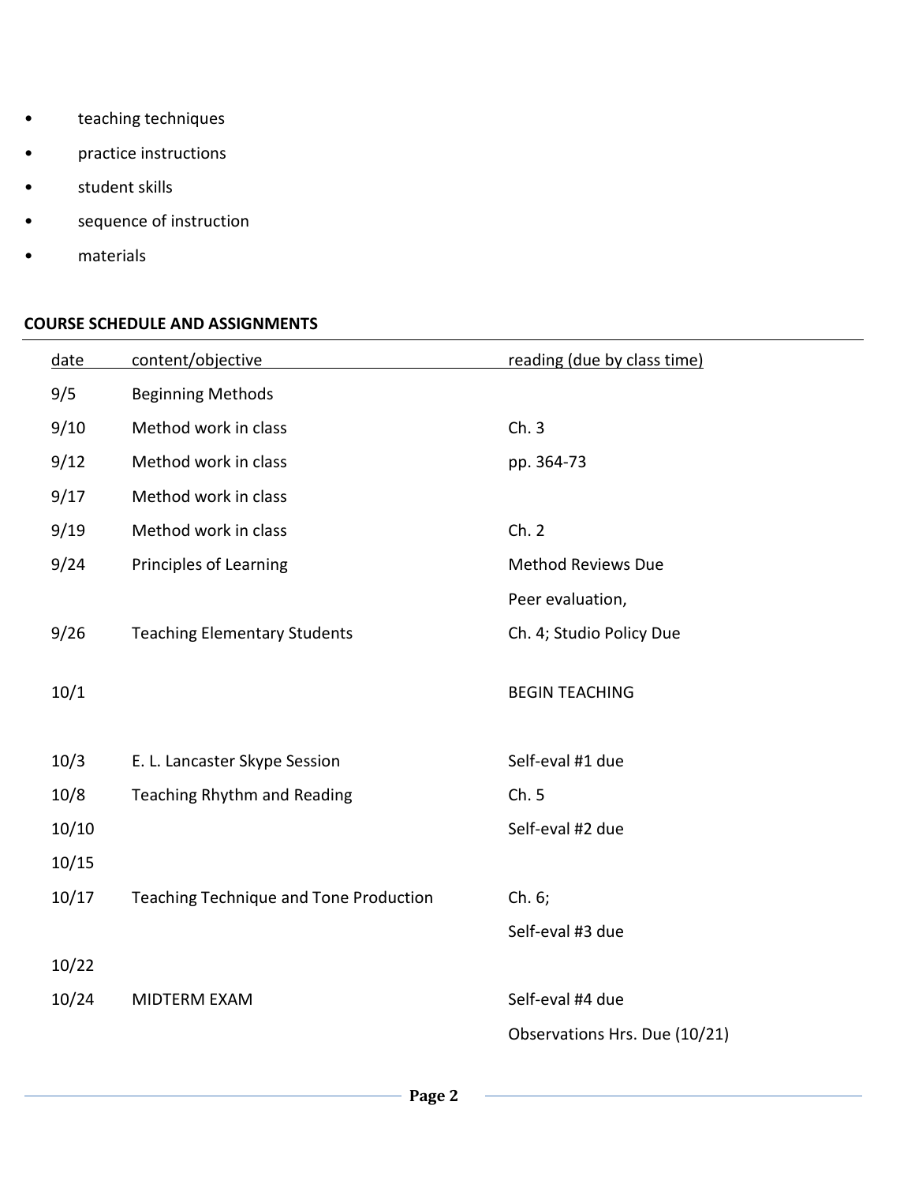- teaching techniques
- practice instructions
- student skills
- sequence of instruction
- materials

**COURSE SCHEDULE AND ASSIGNMENTS**

| date | content/objective | reading (due by class time) |
|---|---|---|
| 9/5 | Beginning Methods | |
| 9/10 | Method work in class | Ch. 3 |
| 9/12 | Method work in class | pp. 364-73 |
| 9/17 | Method work in class | |
| 9/19 | Method work in class | Ch. 2 |
| 9/24 | Principles of Learning | Method Reviews Due |
| | | Peer evaluation, |
| 9/26 | Teaching Elementary Students | Ch. 4; Studio Policy Due |
| 10/1 | | BEGIN TEACHING |
| 10/3 | E. L. Lancaster Skype Session | Self-eval #1 due |
| 10/8 | Teaching Rhythm and Reading | Ch. 5 |
| 10/10 | | Self-eval #2 due |
| 10/15 | | |
| 10/17 | Teaching Technique and Tone Production | Ch. 6; |
| | | Self-eval #3 due |
| 10/22 | | |
| 10/24 | MIDTERM EXAM | Self-eval #4 due |
| | | Observations Hrs. Due (10/21) |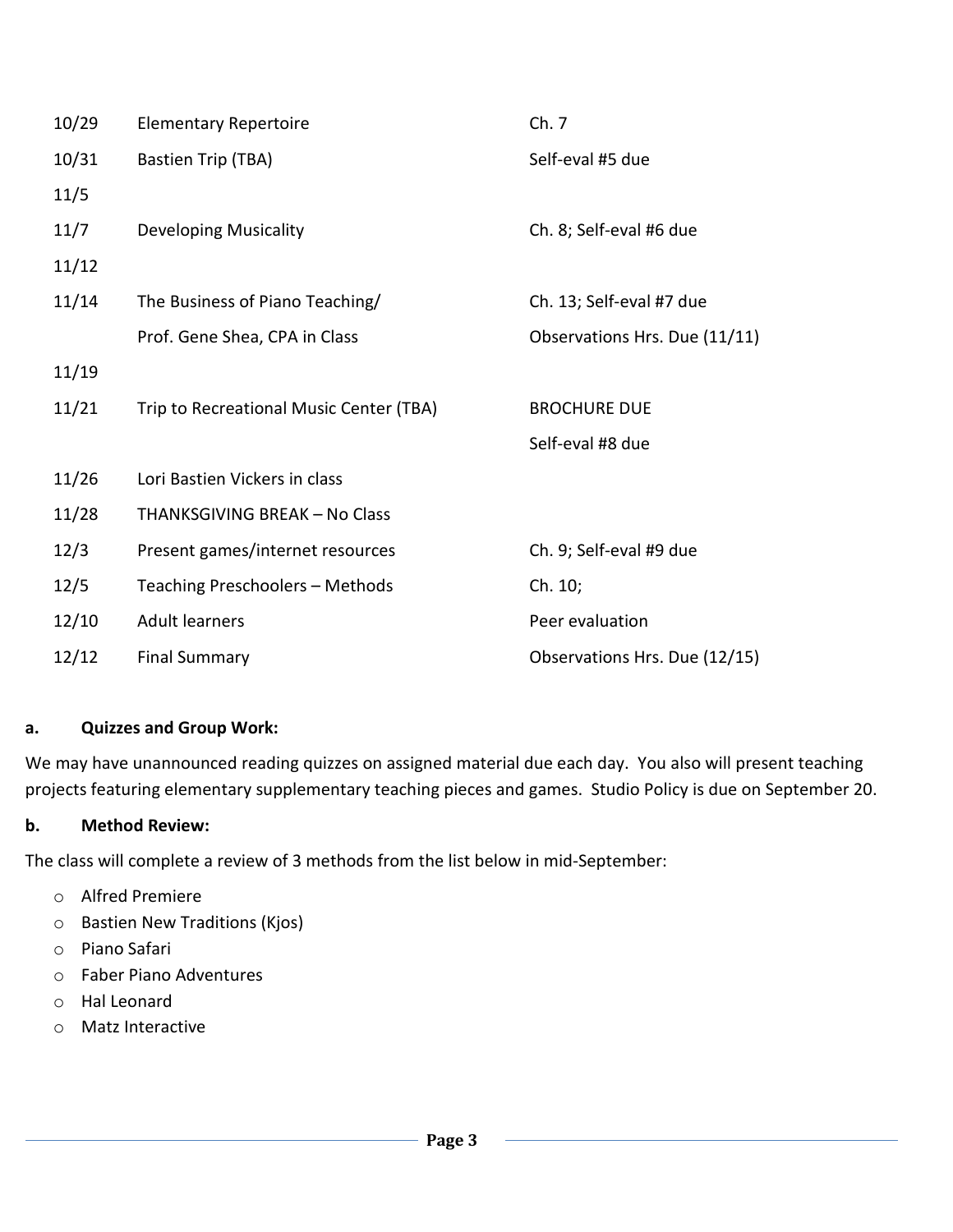| | | |
|---|---|---|
| 10/29 | Elementary Repertoire | Ch. 7 |
| 10/31 | Bastien Trip (TBA) | Self-eval #5 due |
| 11/5 | | |
| 11/7 | Developing Musicality | Ch. 8; Self-eval #6 due |
| 11/12 | | |
| 11/14 | The Business of Piano Teaching/ | Ch. 13; Self-eval #7 due |
| | Prof. Gene Shea, CPA in Class | Observations Hrs. Due (11/11) |
| 11/19 | | |
| 11/21 | Trip to Recreational Music Center (TBA) | BROCHURE DUE |
| | | Self-eval #8 due |
| 11/26 | Lori Bastien Vickers in class | |
| 11/28 | THANKSGIVING BREAK – No Class | |
| 12/3 | Present games/internet resources | Ch. 9; Self-eval #9 due |
| 12/5 | Teaching Preschoolers – Methods | Ch. 10; |
| 12/10 | Adult learners | Peer evaluation |
| 12/12 | Final Summary | Observations Hrs. Due (12/15) |

**a. Quizzes and Group Work:**

We may have unannounced reading quizzes on assigned material due each day. You also will present teaching projects featuring elementary supplementary teaching pieces and games. Studio Policy is due on September 20.

**b. Method Review:**

The class will complete a review of 3 methods from the list below in mid-September:

- Alfred Premiere
- Bastien New Traditions (Kjos)
- Piano Safari
- Faber Piano Adventures
- Hal Leonard
- Matz Interactive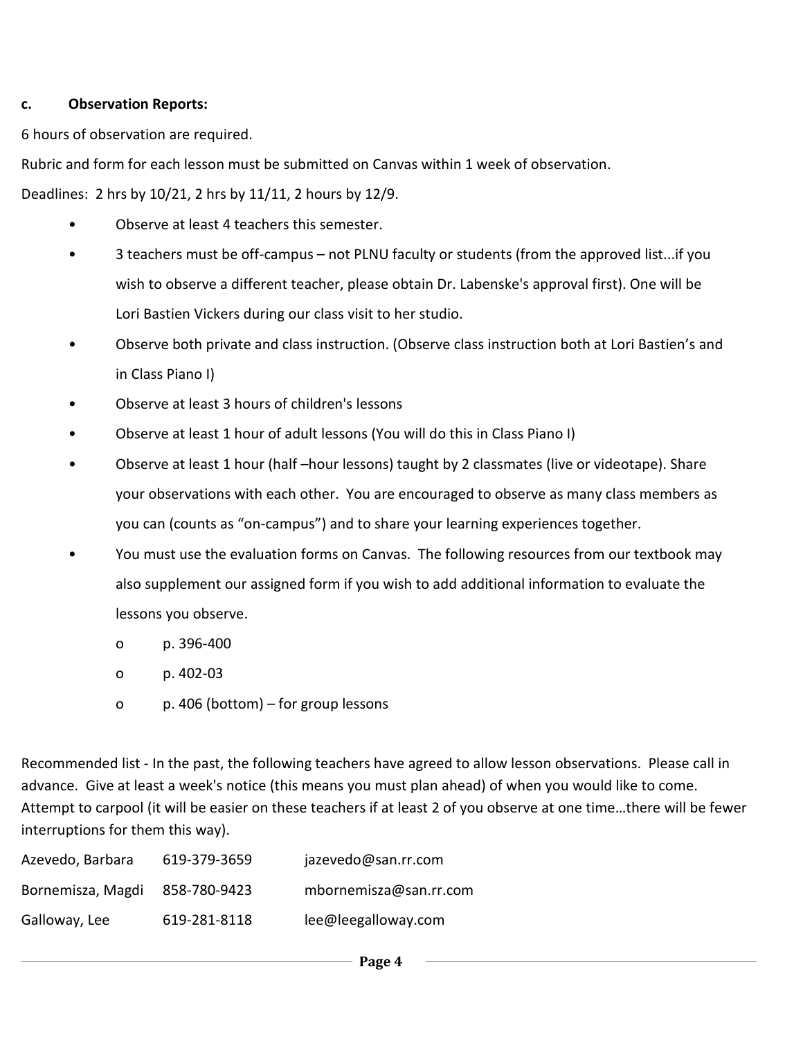**c. Observation Reports:**

6 hours of observation are required.

Rubric and form for each lesson must be submitted on Canvas within 1 week of observation.

Deadlines: 2 hrs by 10/21, 2 hrs by 11/11, 2 hours by 12/9.

- Observe at least 4 teachers this semester.
- 3 teachers must be off-campus – not PLNU faculty or students (from the approved list...if you wish to observe a different teacher, please obtain Dr. Labenske's approval first). One will be Lori Bastien Vickers during our class visit to her studio.
- Observe both private and class instruction. (Observe class instruction both at Lori Bastien's and in Class Piano I)
- Observe at least 3 hours of children's lessons
- Observe at least 1 hour of adult lessons (You will do this in Class Piano I)
- Observe at least 1 hour (half –hour lessons) taught by 2 classmates (live or videotape). Share your observations with each other. You are encouraged to observe as many class members as you can (counts as "on-campus") and to share your learning experiences together.
- You must use the evaluation forms on Canvas. The following resources from our textbook may also supplement our assigned form if you wish to add additional information to evaluate the lessons you observe.
  - p. 396-400
  - p. 402-03
  - p. 406 (bottom) – for group lessons

Recommended list - In the past, the following teachers have agreed to allow lesson observations. Please call in advance. Give at least a week's notice (this means you must plan ahead) of when you would like to come. Attempt to carpool (it will be easier on these teachers if at least 2 of you observe at one time…there will be fewer interruptions for them this way).

| | | |
|---|---|---|
| Azevedo, Barbara | 619-379-3659 | jazevedo@san.rr.com |
| Bornemisza, Magdi | 858-780-9423 | mbornemisza@san.rr.com |
| Galloway, Lee | 619-281-8118 | lee@leegalloway.com |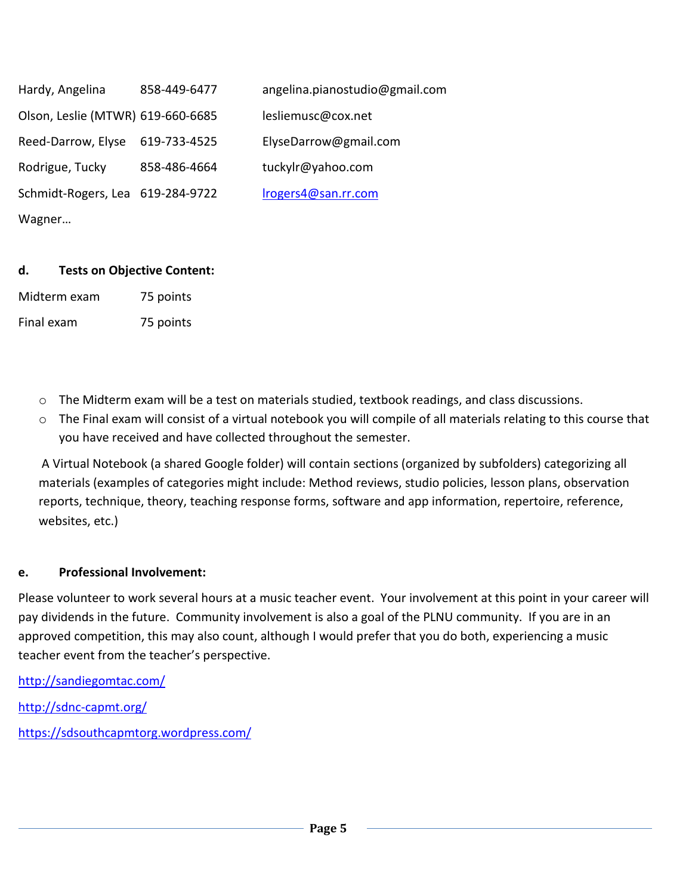| | | |
|---|---|---|
| Hardy, Angelina | 858-449-6477 | angelina.pianostudio@gmail.com |
| Olson, Leslie (MTWR) | 619-660-6685 | lesliemusc@cox.net |
| Reed-Darrow, Elyse | 619-733-4525 | ElyseDarrow@gmail.com |
| Rodrigue, Tucky | 858-486-4664 | tuckylr@yahoo.com |
| Schmidt-Rogers, Lea | 619-284-9722 | lrogers4@san.rr.com |
| Wagner… | | |

**d. Tests on Objective Content:**

| | |
|---|---|
| Midterm exam | 75 points |
| Final exam | 75 points |

- The Midterm exam will be a test on materials studied, textbook readings, and class discussions.
- The Final exam will consist of a virtual notebook you will compile of all materials relating to this course that you have received and have collected throughout the semester.

A Virtual Notebook (a shared Google folder) will contain sections (organized by subfolders) categorizing all materials (examples of categories might include: Method reviews, studio policies, lesson plans, observation reports, technique, theory, teaching response forms, software and app information, repertoire, reference, websites, etc.)

**e. Professional Involvement:**

Please volunteer to work several hours at a music teacher event. Your involvement at this point in your career will pay dividends in the future. Community involvement is also a goal of the PLNU community. If you are in an approved competition, this may also count, although I would prefer that you do both, experiencing a music teacher event from the teacher's perspective.

http://sandiegomtac.com/

http://sdnc-capmt.org/

https://sdsouthcapmtorg.wordpress.com/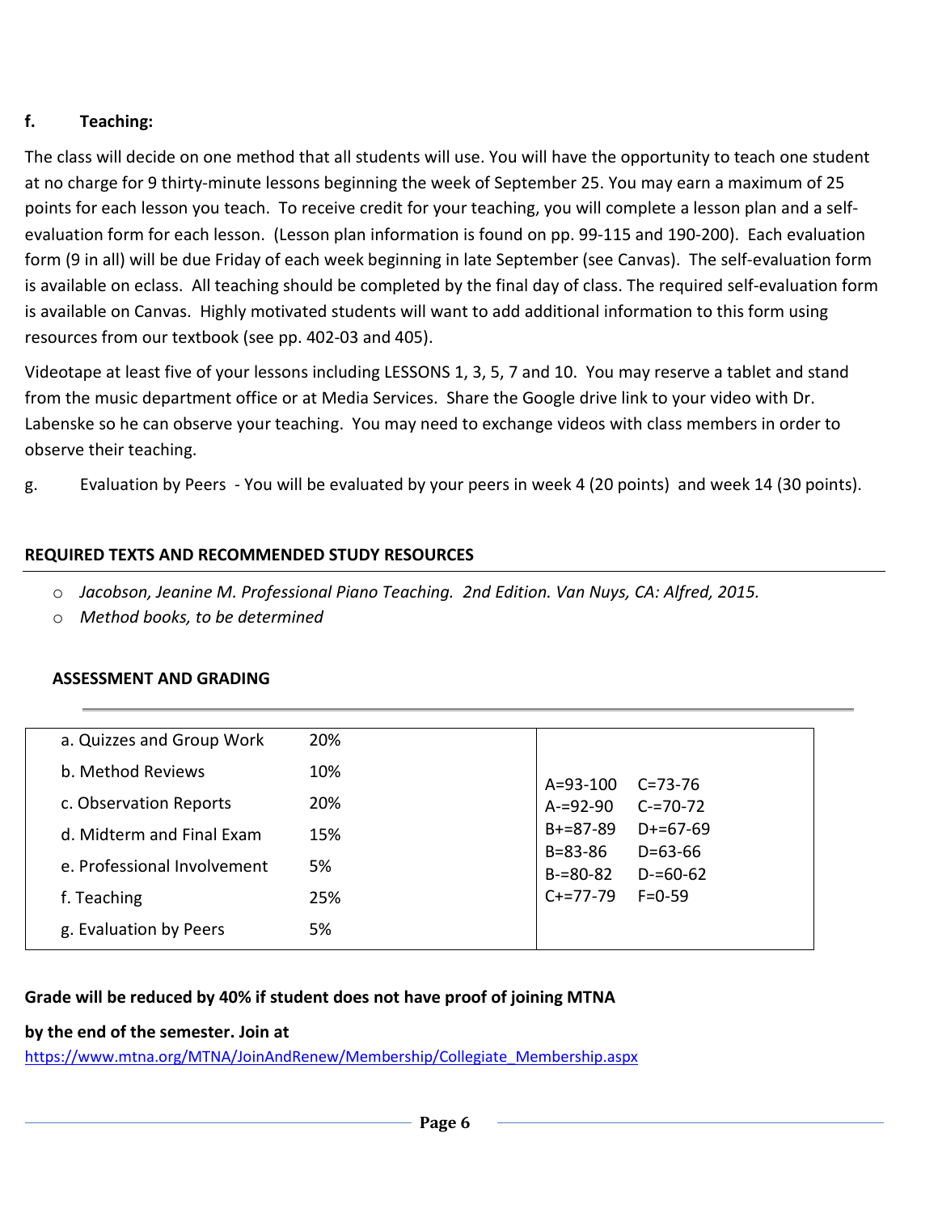**f. Teaching:**

The class will decide on one method that all students will use. You will have the opportunity to teach one student at no charge for 9 thirty-minute lessons beginning the week of September 25. You may earn a maximum of 25 points for each lesson you teach. To receive credit for your teaching, you will complete a lesson plan and a self-evaluation form for each lesson. (Lesson plan information is found on pp. 99-115 and 190-200). Each evaluation form (9 in all) will be due Friday of each week beginning in late September (see Canvas). The self-evaluation form is available on eclass. All teaching should be completed by the final day of class. The required self-evaluation form is available on Canvas. Highly motivated students will want to add additional information to this form using resources from our textbook (see pp. 402-03 and 405).

Videotape at least five of your lessons including LESSONS 1, 3, 5, 7 and 10. You may reserve a tablet and stand from the music department office or at Media Services. Share the Google drive link to your video with Dr. Labenske so he can observe your teaching. You may need to exchange videos with class members in order to observe their teaching.

g. Evaluation by Peers - You will be evaluated by your peers in week 4 (20 points) and week 14 (30 points).

## REQUIRED TEXTS AND RECOMMENDED STUDY RESOURCES

- *Jacobson, Jeanine M. Professional Piano Teaching. 2nd Edition. Van Nuys, CA: Alfred, 2015.*
- *Method books, to be determined*

## ASSESSMENT AND GRADING

| Component | Weight | Grade | Range | Grade | Range |
|---|---|---|---|---|---|
| a. Quizzes and Group Work | 20% | A | 93-100 | C | 73-76 |
| b. Method Reviews | 10% | A- | 92-90 | C- | 70-72 |
| c. Observation Reports | 20% | B+ | 87-89 | D+ | 67-69 |
| d. Midterm and Final Exam | 15% | B | 83-86 | D | 63-66 |
| e. Professional Involvement | 5% | B- | 80-82 | D- | 60-62 |
| f. Teaching | 25% | C+ | 77-79 | F | 0-59 |
| g. Evaluation by Peers | 5% | | | | |

**Grade will be reduced by 40% if student does not have proof of joining MTNA**

**by the end of the semester. Join at**
https://www.mtna.org/MTNA/JoinAndRenew/Membership/Collegiate_Membership.aspx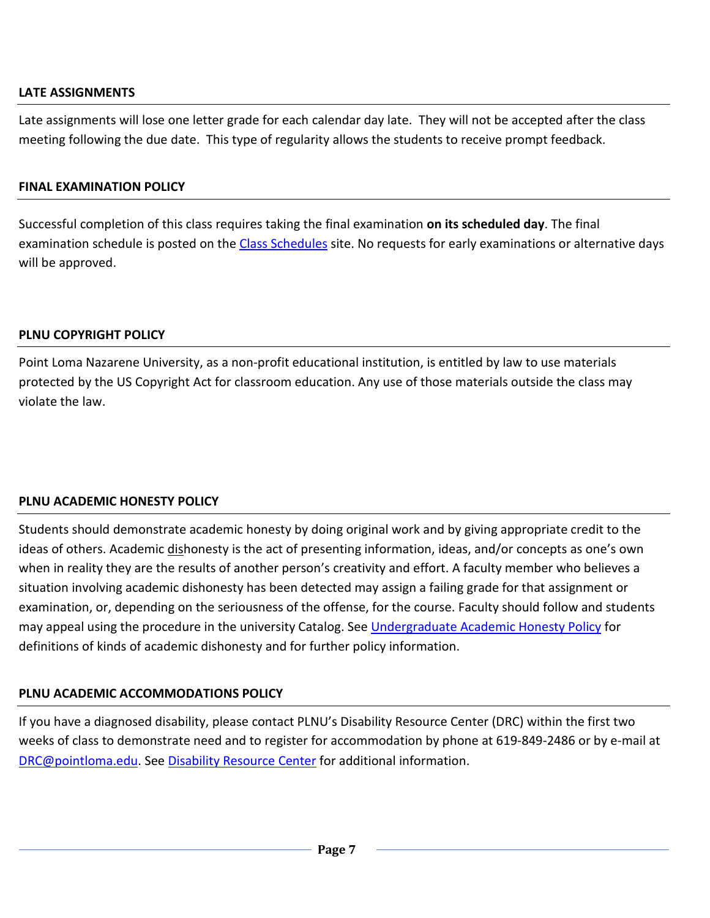### LATE ASSIGNMENTS

Late assignments will lose one letter grade for each calendar day late. They will not be accepted after the class meeting following the due date. This type of regularity allows the students to receive prompt feedback.

### FINAL EXAMINATION POLICY

Successful completion of this class requires taking the final examination **on its scheduled day**. The final examination schedule is posted on the Class Schedules site. No requests for early examinations or alternative days will be approved.

### PLNU COPYRIGHT POLICY

Point Loma Nazarene University, as a non-profit educational institution, is entitled by law to use materials protected by the US Copyright Act for classroom education. Any use of those materials outside the class may violate the law.

### PLNU ACADEMIC HONESTY POLICY

Students should demonstrate academic honesty by doing original work and by giving appropriate credit to the ideas of others. Academic dishonesty is the act of presenting information, ideas, and/or concepts as one's own when in reality they are the results of another person's creativity and effort. A faculty member who believes a situation involving academic dishonesty has been detected may assign a failing grade for that assignment or examination, or, depending on the seriousness of the offense, for the course. Faculty should follow and students may appeal using the procedure in the university Catalog. See Undergraduate Academic Honesty Policy for definitions of kinds of academic dishonesty and for further policy information.

### PLNU ACADEMIC ACCOMMODATIONS POLICY

If you have a diagnosed disability, please contact PLNU's Disability Resource Center (DRC) within the first two weeks of class to demonstrate need and to register for accommodation by phone at 619-849-2486 or by e-mail at DRC@pointloma.edu. See Disability Resource Center for additional information.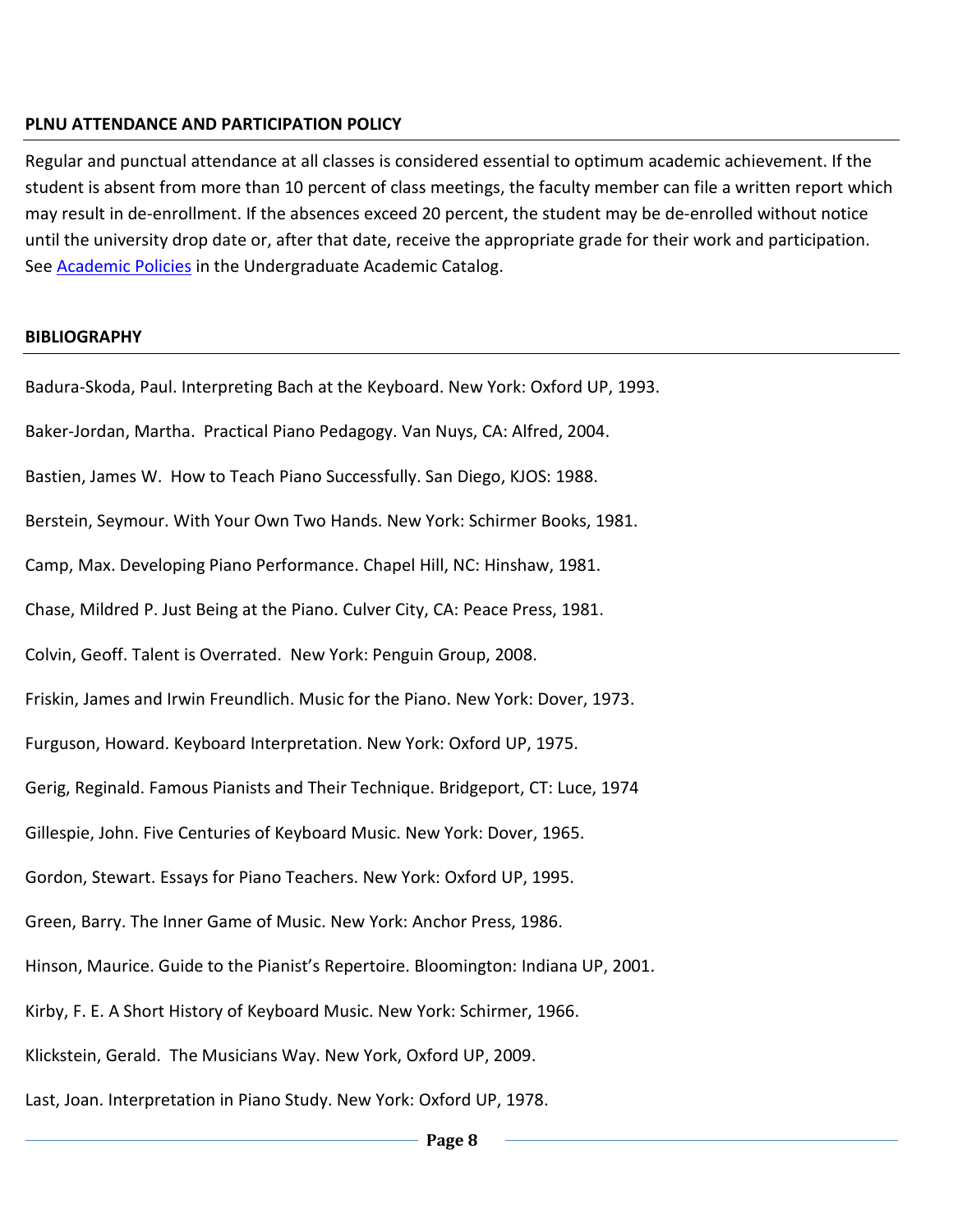## PLNU ATTENDANCE AND PARTICIPATION POLICY

Regular and punctual attendance at all classes is considered essential to optimum academic achievement. If the student is absent from more than 10 percent of class meetings, the faculty member can file a written report which may result in de-enrollment. If the absences exceed 20 percent, the student may be de-enrolled without notice until the university drop date or, after that date, receive the appropriate grade for their work and participation. See Academic Policies in the Undergraduate Academic Catalog.

## BIBLIOGRAPHY

Badura-Skoda, Paul. Interpreting Bach at the Keyboard. New York: Oxford UP, 1993.

Baker-Jordan, Martha. Practical Piano Pedagogy. Van Nuys, CA: Alfred, 2004.

Bastien, James W. How to Teach Piano Successfully. San Diego, KJOS: 1988.

Berstein, Seymour. With Your Own Two Hands. New York: Schirmer Books, 1981.

Camp, Max. Developing Piano Performance. Chapel Hill, NC: Hinshaw, 1981.

Chase, Mildred P. Just Being at the Piano. Culver City, CA: Peace Press, 1981.

Colvin, Geoff. Talent is Overrated. New York: Penguin Group, 2008.

Friskin, James and Irwin Freundlich. Music for the Piano. New York: Dover, 1973.

Furguson, Howard. Keyboard Interpretation. New York: Oxford UP, 1975.

Gerig, Reginald. Famous Pianists and Their Technique. Bridgeport, CT: Luce, 1974

Gillespie, John. Five Centuries of Keyboard Music. New York: Dover, 1965.

Gordon, Stewart. Essays for Piano Teachers. New York: Oxford UP, 1995.

Green, Barry. The Inner Game of Music. New York: Anchor Press, 1986.

Hinson, Maurice. Guide to the Pianist's Repertoire. Bloomington: Indiana UP, 2001.

Kirby, F. E. A Short History of Keyboard Music. New York: Schirmer, 1966.

Klickstein, Gerald. The Musicians Way. New York, Oxford UP, 2009.

Last, Joan. Interpretation in Piano Study. New York: Oxford UP, 1978.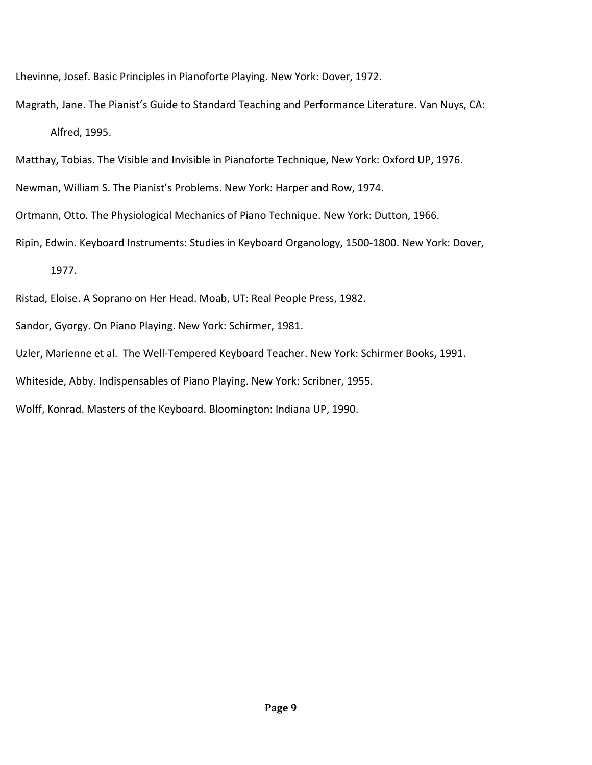Lhevinne, Josef. Basic Principles in Pianoforte Playing. New York: Dover, 1972.

Magrath, Jane. The Pianist's Guide to Standard Teaching and Performance Literature. Van Nuys, CA: Alfred, 1995.

Matthay, Tobias. The Visible and Invisible in Pianoforte Technique, New York: Oxford UP, 1976.

Newman, William S. The Pianist's Problems. New York: Harper and Row, 1974.

Ortmann, Otto. The Physiological Mechanics of Piano Technique. New York: Dutton, 1966.

Ripin, Edwin. Keyboard Instruments: Studies in Keyboard Organology, 1500-1800. New York: Dover, 1977.

Ristad, Eloise. A Soprano on Her Head. Moab, UT: Real People Press, 1982.

Sandor, Gyorgy. On Piano Playing. New York: Schirmer, 1981.

Uzler, Marienne et al. The Well-Tempered Keyboard Teacher. New York: Schirmer Books, 1991.

Whiteside, Abby. Indispensables of Piano Playing. New York: Scribner, 1955.

Wolff, Konrad. Masters of the Keyboard. Bloomington: Indiana UP, 1990.